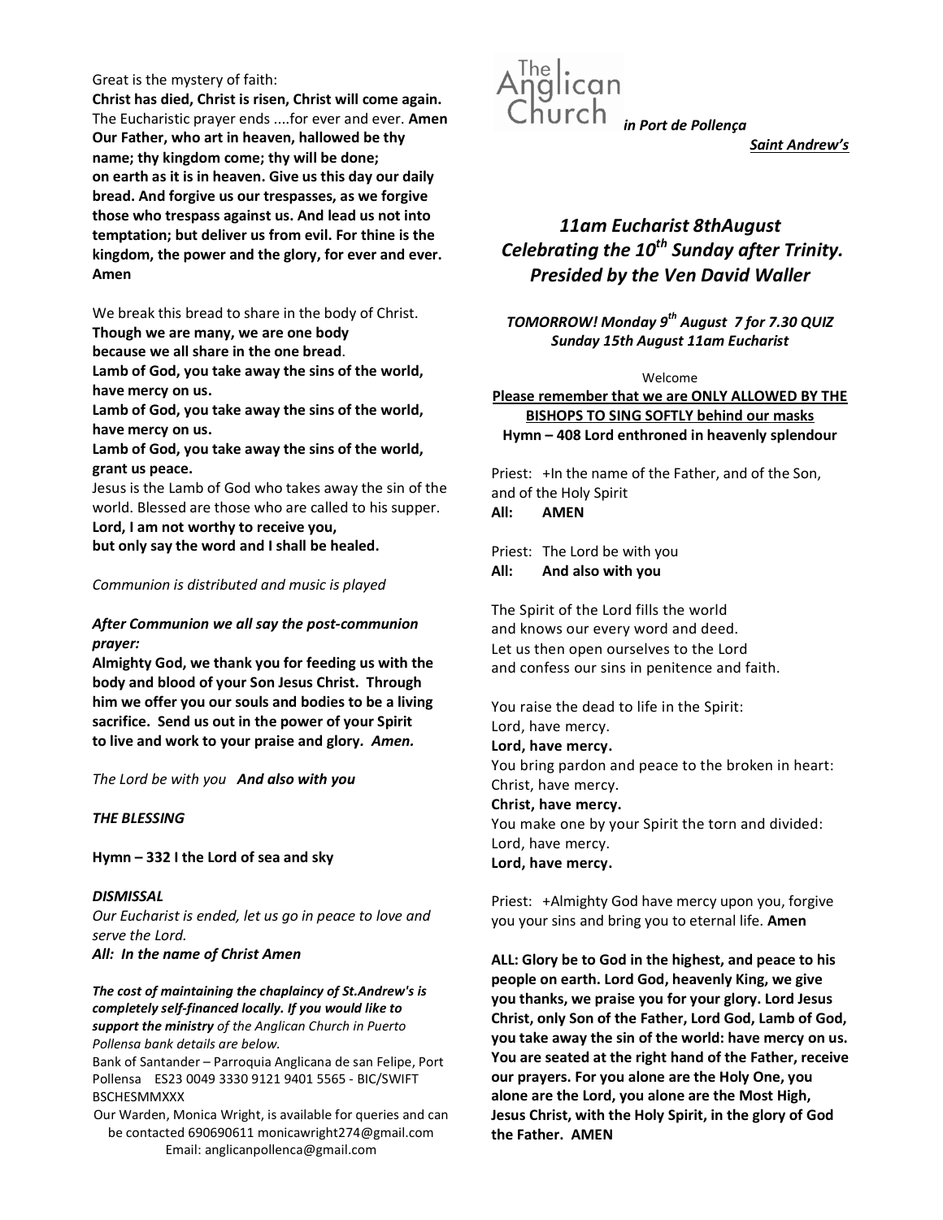Great is the mystery of faith:
**Christ has died, Christ is risen, Christ will come again.**
The Eucharistic prayer ends ....for ever and ever. **Amen**
**Our Father, who art in heaven, hallowed be thy name; thy kingdom come; thy will be done; on earth as it is in heaven. Give us this day our daily bread. And forgive us our trespasses, as we forgive those who trespass against us. And lead us not into temptation; but deliver us from evil. For thine is the kingdom, the power and the glory, for ever and ever. Amen**

We break this bread to share in the body of Christ.
**Though we are many, we are one body because we all share in the one bread.**
**Lamb of God, you take away the sins of the world, have mercy on us.**
**Lamb of God, you take away the sins of the world, have mercy on us.**
**Lamb of God, you take away the sins of the world, grant us peace.**
Jesus is the Lamb of God who takes away the sin of the world. Blessed are those who are called to his supper.
**Lord, I am not worthy to receive you, but only say the word and I shall be healed.**

*Communion is distributed and music is played*

***After Communion we all say the post-communion prayer:***
**Almighty God, we thank you for feeding us with the body and blood of your Son Jesus Christ. Through him we offer you our souls and bodies to be a living sacrifice. Send us out in the power of your Spirit to live and work to your praise and glory.** ***Amen.***

*The Lord be with you* ***And also with you***

***THE BLESSING***

**Hymn – 332 I the Lord of sea and sky**

***DISMISSAL***
*Our Eucharist is ended, let us go in peace to love and serve the Lord.*
***All: In the name of Christ Amen***

***The cost of maintaining the chaplaincy of St.Andrew's is completely self-financed locally. If you would like to support the ministry*** *of the Anglican Church in Puerto Pollensa bank details are below.*
Bank of Santander – Parroquia Anglicana de san Felipe, Port Pollensa ES23 0049 3330 9121 9401 5565 - BIC/SWIFT BSCHESMMXXX
Our Warden, Monica Wright, is available for queries and can be contacted 690690611 monicawright274@gmail.com
Email: anglicanpollenca@gmail.com

The Anglican Church *in Port de Pollença*
***Saint Andrew's***

## *11am Eucharist 8thAugust*
## *Celebrating the 10th Sunday after Trinity.*
## *Presided by the Ven David Waller*

***TOMORROW! Monday 9th August 7 for 7.30 QUIZ***
***Sunday 15th August 11am Eucharist***

Welcome
**Please remember that we are ONLY ALLOWED BY THE BISHOPS TO SING SOFTLY behind our masks**
**Hymn – 408 Lord enthroned in heavenly splendour**

Priest: +In the name of the Father, and of the Son, and of the Holy Spirit
**All: AMEN**

Priest: The Lord be with you
**All: And also with you**

The Spirit of the Lord fills the world
and knows our every word and deed.
Let us then open ourselves to the Lord
and confess our sins in penitence and faith.

You raise the dead to life in the Spirit:
Lord, have mercy.
**Lord, have mercy.**
You bring pardon and peace to the broken in heart:
Christ, have mercy.
**Christ, have mercy.**
You make one by your Spirit the torn and divided:
Lord, have mercy.
**Lord, have mercy.**

Priest: +Almighty God have mercy upon you, forgive you your sins and bring you to eternal life. **Amen**

**ALL: Glory be to God in the highest, and peace to his people on earth. Lord God, heavenly King, we give you thanks, we praise you for your glory. Lord Jesus Christ, only Son of the Father, Lord God, Lamb of God, you take away the sin of the world: have mercy on us. You are seated at the right hand of the Father, receive our prayers. For you alone are the Holy One, you alone are the Lord, you alone are the Most High, Jesus Christ, with the Holy Spirit, in the glory of God the Father. AMEN**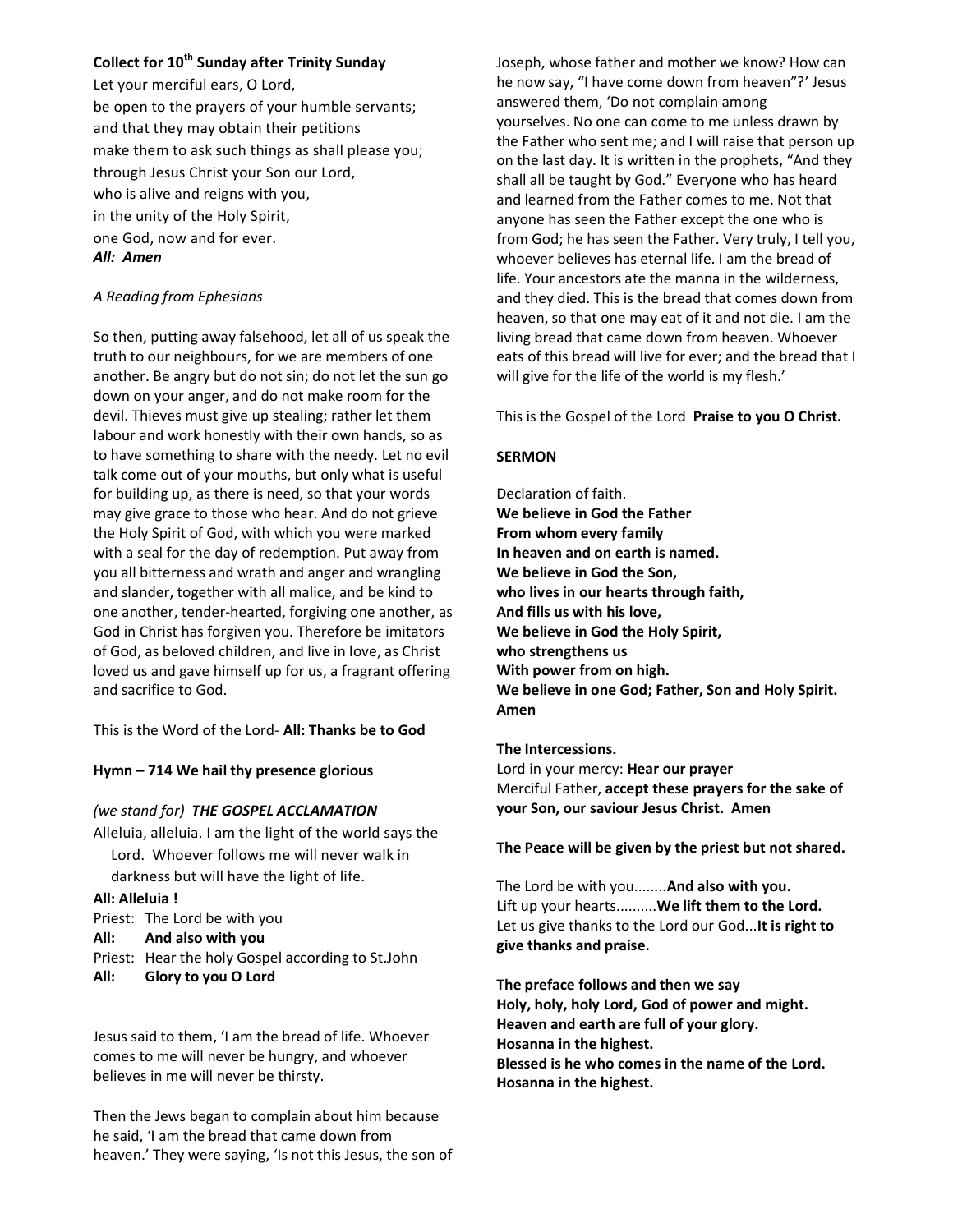**Collect for 10th Sunday after Trinity Sunday**

Let your merciful ears, O Lord,
be open to the prayers of your humble servants;
and that they may obtain their petitions
make them to ask such things as shall please you;
through Jesus Christ your Son our Lord,
who is alive and reigns with you,
in the unity of the Holy Spirit,
one God, now and for ever.
***All: Amen***

*A Reading from Ephesians*

So then, putting away falsehood, let all of us speak the truth to our neighbours, for we are members of one another. Be angry but do not sin; do not let the sun go down on your anger, and do not make room for the devil. Thieves must give up stealing; rather let them labour and work honestly with their own hands, so as to have something to share with the needy. Let no evil talk come out of your mouths, but only what is useful for building up, as there is need, so that your words may give grace to those who hear. And do not grieve the Holy Spirit of God, with which you were marked with a seal for the day of redemption. Put away from you all bitterness and wrath and anger and wrangling and slander, together with all malice, and be kind to one another, tender-hearted, forgiving one another, as God in Christ has forgiven you. Therefore be imitators of God, as beloved children, and live in love, as Christ loved us and gave himself up for us, a fragrant offering and sacrifice to God.

This is the Word of the Lord- **All: Thanks be to God**

**Hymn – 714 We hail thy presence glorious**

*(we stand for)* ***THE GOSPEL ACCLAMATION***

Alleluia, alleluia. I am the light of the world says the Lord. Whoever follows me will never walk in darkness but will have the light of life.

**All: Alleluia !**

Priest: The Lord be with you
**All: And also with you**
Priest: Hear the holy Gospel according to St.John
**All: Glory to you O Lord**

Jesus said to them, 'I am the bread of life. Whoever comes to me will never be hungry, and whoever believes in me will never be thirsty.

Then the Jews began to complain about him because he said, 'I am the bread that came down from heaven.' They were saying, 'Is not this Jesus, the son of Joseph, whose father and mother we know? How can he now say, "I have come down from heaven"?' Jesus answered them, 'Do not complain among yourselves. No one can come to me unless drawn by the Father who sent me; and I will raise that person up on the last day. It is written in the prophets, "And they shall all be taught by God." Everyone who has heard and learned from the Father comes to me. Not that anyone has seen the Father except the one who is from God; he has seen the Father. Very truly, I tell you, whoever believes has eternal life. I am the bread of life. Your ancestors ate the manna in the wilderness, and they died. This is the bread that comes down from heaven, so that one may eat of it and not die. I am the living bread that came down from heaven. Whoever eats of this bread will live for ever; and the bread that I will give for the life of the world is my flesh.'

This is the Gospel of the Lord **Praise to you O Christ.**

**SERMON**

Declaration of faith.
**We believe in God the Father**
**From whom every family**
**In heaven and on earth is named.**
**We believe in God the Son,**
**who lives in our hearts through faith,**
**And fills us with his love,**
**We believe in God the Holy Spirit,**
**who strengthens us**
**With power from on high.**
**We believe in one God; Father, Son and Holy Spirit.**
**Amen**

**The Intercessions.**
Lord in your mercy: **Hear our prayer**
Merciful Father, **accept these prayers for the sake of your Son, our saviour Jesus Christ. Amen**

**The Peace will be given by the priest but not shared.**

The Lord be with you........**And also with you.**
Lift up your hearts..........**We lift them to the Lord.**
Let us give thanks to the Lord our God...**It is right to give thanks and praise.**

**The preface follows and then we say**
**Holy, holy, holy Lord, God of power and might.**
**Heaven and earth are full of your glory.**
**Hosanna in the highest.**
**Blessed is he who comes in the name of the Lord.**
**Hosanna in the highest.**